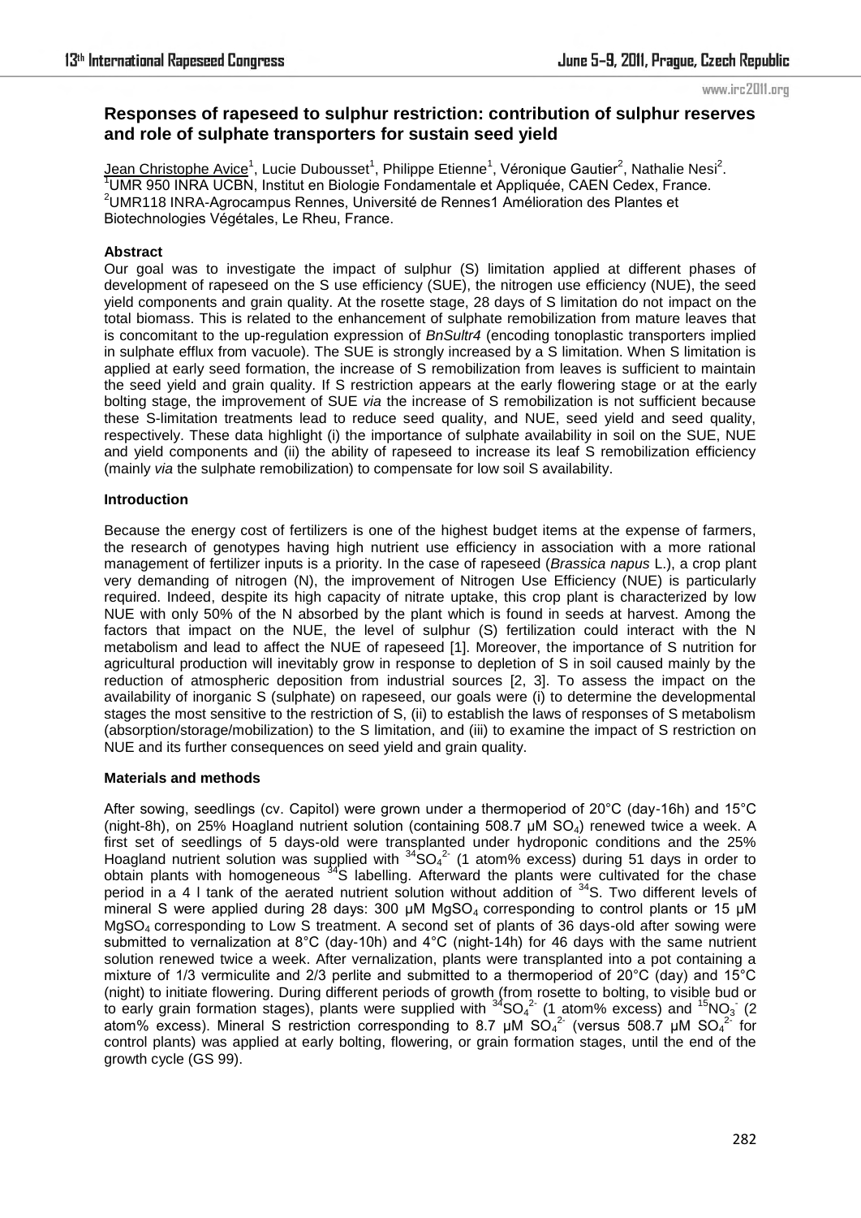# Responses of rapeseed to sulphur restriction: contribution of sulphur reserves and role of sulphate transporters for sustain seed yield

Jean Christophe Avice[1], Lucie Dubousset[1], Philippe Etienne[1], Véronique Gautier[2], Nathalie Nesi[2].
[1]UMR 950 INRA UCBN, Institut en Biologie Fondamentale et Appliquée, CAEN Cedex, France.
[2]UMR118 INRA-Agrocampus Rennes, Université de Rennes1 Amélioration des Plantes et Biotechnologies Végétales, Le Rheu, France.

## Abstract

Our goal was to investigate the impact of sulphur (S) limitation applied at different phases of development of rapeseed on the S use efficiency (SUE), the nitrogen use efficiency (NUE), the seed yield components and grain quality. At the rosette stage, 28 days of S limitation do not impact on the total biomass. This is related to the enhancement of sulphate remobilization from mature leaves that is concomitant to the up-regulation expression of *BnSultr4* (encoding tonoplastic transporters implied in sulphate efflux from vacuole). The SUE is strongly increased by a S limitation. When S limitation is applied at early seed formation, the increase of S remobilization from leaves is sufficient to maintain the seed yield and grain quality. If S restriction appears at the early flowering stage or at the early bolting stage, the improvement of SUE *via* the increase of S remobilization is not sufficient because these S-limitation treatments lead to reduce seed quality, and NUE, seed yield and seed quality, respectively. These data highlight (i) the importance of sulphate availability in soil on the SUE, NUE and yield components and (ii) the ability of rapeseed to increase its leaf S remobilization efficiency (mainly *via* the sulphate remobilization) to compensate for low soil S availability.

## Introduction

Because the energy cost of fertilizers is one of the highest budget items at the expense of farmers, the research of genotypes having high nutrient use efficiency in association with a more rational management of fertilizer inputs is a priority. In the case of rapeseed (*Brassica napus* L.), a crop plant very demanding of nitrogen (N), the improvement of Nitrogen Use Efficiency (NUE) is particularly required. Indeed, despite its high capacity of nitrate uptake, this crop plant is characterized by low NUE with only 50% of the N absorbed by the plant which is found in seeds at harvest. Among the factors that impact on the NUE, the level of sulphur (S) fertilization could interact with the N metabolism and lead to affect the NUE of rapeseed [1]. Moreover, the importance of S nutrition for agricultural production will inevitably grow in response to depletion of S in soil caused mainly by the reduction of atmospheric deposition from industrial sources [2, 3]. To assess the impact on the availability of inorganic S (sulphate) on rapeseed, our goals were (i) to determine the developmental stages the most sensitive to the restriction of S, (ii) to establish the laws of responses of S metabolism (absorption/storage/mobilization) to the S limitation, and (iii) to examine the impact of S restriction on NUE and its further consequences on seed yield and grain quality.

## Materials and methods

After sowing, seedlings (cv. Capitol) were grown under a thermoperiod of 20°C (day-16h) and 15°C (night-8h), on 25% Hoagland nutrient solution (containing 508.7 µM $SO_4$) renewed twice a week. A first set of seedlings of 5 days-old were transplanted under hydroponic conditions and the 25% Hoagland nutrient solution was supplied with $^{34}SO_4^{2-}$ (1 atom% excess) during 51 days in order to obtain plants with homogeneous $^{34}S$ labelling. Afterward the plants were cultivated for the chase period in a 4 l tank of the aerated nutrient solution without addition of $^{34}S$. Two different levels of mineral S were applied during 28 days: 300 µM $MgSO_4$ corresponding to control plants or 15 µM $MgSO_4$ corresponding to Low S treatment. A second set of plants of 36 days-old after sowing were submitted to vernalization at 8°C (day-10h) and 4°C (night-14h) for 46 days with the same nutrient solution renewed twice a week. After vernalization, plants were transplanted into a pot containing a mixture of 1/3 vermiculite and 2/3 perlite and submitted to a thermoperiod of 20°C (day) and 15°C (night) to initiate flowering. During different periods of growth (from rosette to bolting, to visible bud or to early grain formation stages), plants were supplied with $^{34}SO_4^{2-}$ (1 atom% excess) and $^{15}NO_3^{-}$ (2 atom% excess). Mineral S restriction corresponding to 8.7 µM $SO_4^{2-}$ (versus 508.7 µM $SO_4^{2-}$ for control plants) was applied at early bolting, flowering, or grain formation stages, until the end of the growth cycle (GS 99).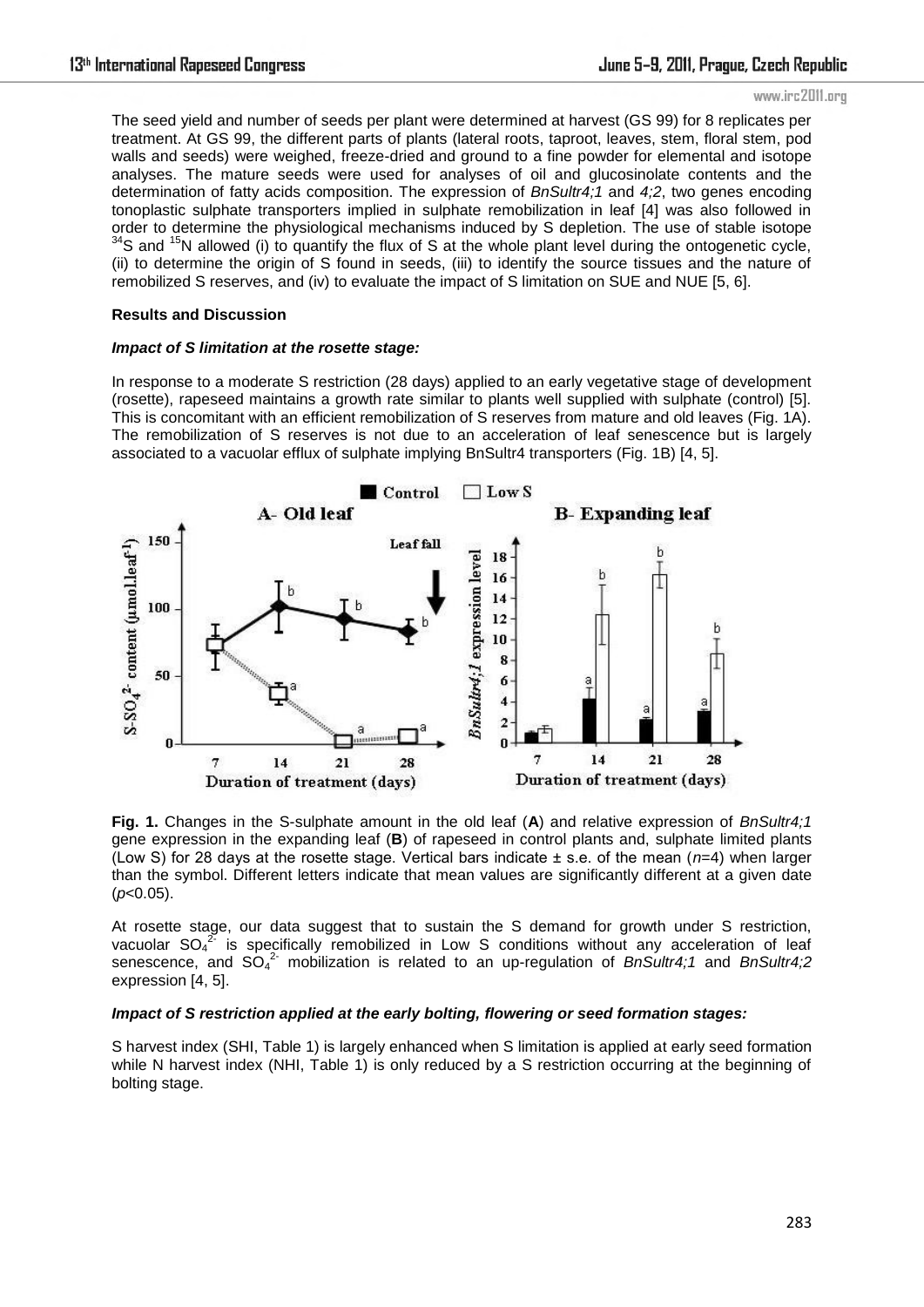The seed yield and number of seeds per plant were determined at harvest (GS 99) for 8 replicates per treatment. At GS 99, the different parts of plants (lateral roots, taproot, leaves, stem, floral stem, pod walls and seeds) were weighed, freeze-dried and ground to a fine powder for elemental and isotope analyses. The mature seeds were used for analyses of oil and glucosinolate contents and the determination of fatty acids composition. The expression of *BnSultr4;1* and *4;2*, two genes encoding tonoplastic sulphate transporters implied in sulphate remobilization in leaf [4] was also followed in order to determine the physiological mechanisms induced by S depletion. The use of stable isotope $^{34}S$ and $^{15}N$ allowed (i) to quantify the flux of S at the whole plant level during the ontogenetic cycle, (ii) to determine the origin of S found in seeds, (iii) to identify the source tissues and the nature of remobilized S reserves, and (iv) to evaluate the impact of S limitation on SUE and NUE [5, 6].

**Results and Discussion**

***Impact of S limitation at the rosette stage:***

In response to a moderate S restriction (28 days) applied to an early vegetative stage of development (rosette), rapeseed maintains a growth rate similar to plants well supplied with sulphate (control) [5]. This is concomitant with an efficient remobilization of S reserves from mature and old leaves (Fig. 1A). The remobilization of S reserves is not due to an acceleration of leaf senescence but is largely associated to a vacuolar efflux of sulphate implying BnSultr4 transporters (Fig. 1B) [4, 5].

**Fig. 1.** Changes in the S-sulphate amount in the old leaf (**A**) and relative expression of *BnSultr4;1* gene expression in the expanding leaf (**B**) of rapeseed in control plants and, sulphate limited plants (Low S) for 28 days at the rosette stage. Vertical bars indicate ± s.e. of the mean ($n$=4) when larger than the symbol. Different letters indicate that mean values are significantly different at a given date ($p$<0.05).

At rosette stage, our data suggest that to sustain the S demand for growth under S restriction, vacuolar $SO_4^{2-}$ is specifically remobilized in Low S conditions without any acceleration of leaf senescence, and $SO_4^{2-}$ mobilization is related to an up-regulation of *BnSultr4;1* and *BnSultr4;2* expression [4, 5].

***Impact of S restriction applied at the early bolting, flowering or seed formation stages:***

S harvest index (SHI, Table 1) is largely enhanced when S limitation is applied at early seed formation while N harvest index (NHI, Table 1) is only reduced by a S restriction occurring at the beginning of bolting stage.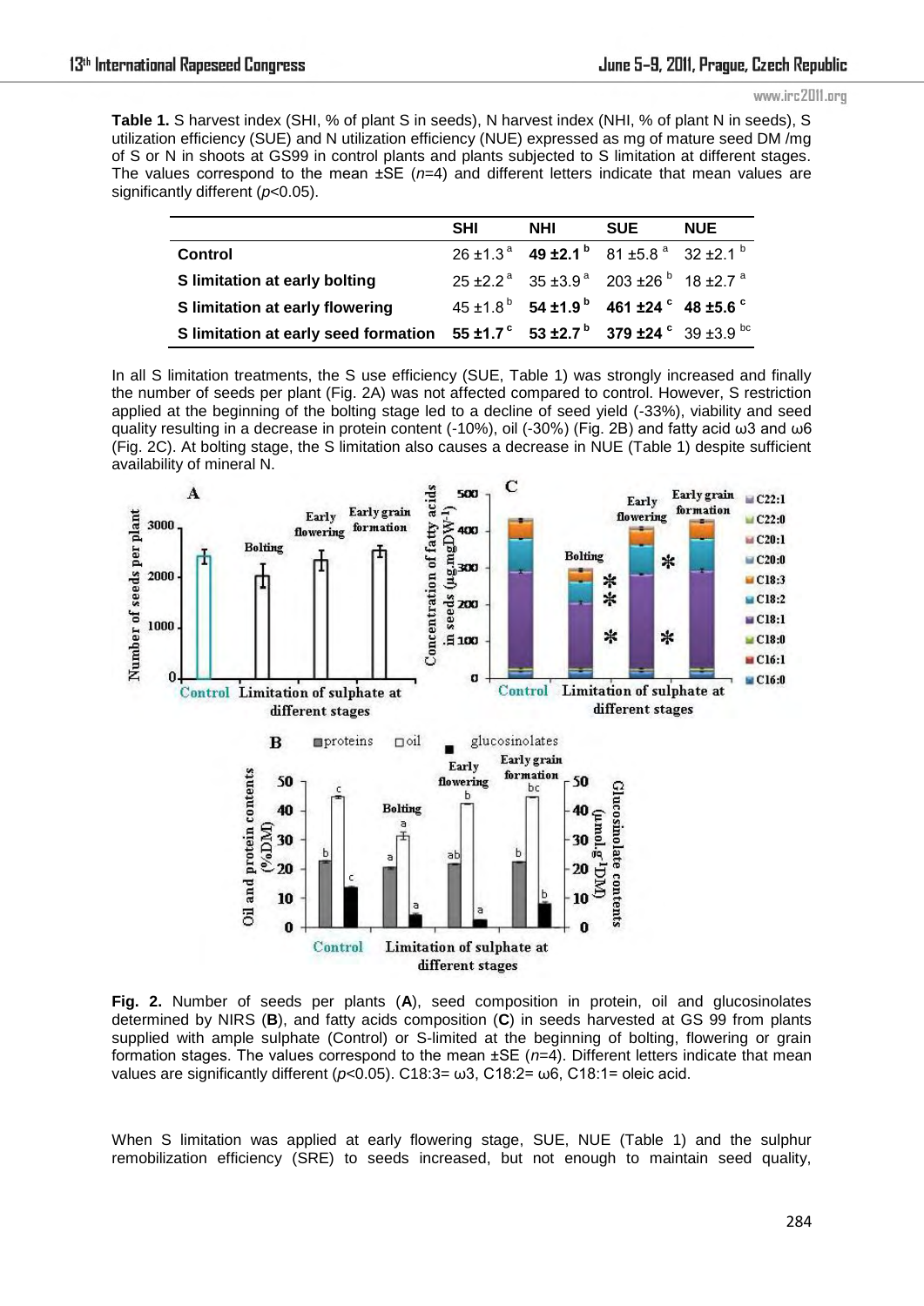**Table 1.** S harvest index (SHI, % of plant S in seeds), N harvest index (NHI, % of plant N in seeds), S utilization efficiency (SUE) and N utilization efficiency (NUE) expressed as mg of mature seed DM /mg of S or N in shoots at GS99 in control plants and plants subjected to S limitation at different stages. The values correspond to the mean ±SE ($n$=4) and different letters indicate that mean values are significantly different ($p$<0.05).

| | SHI | NHI | SUE | NUE |
|---|---|---|---|---|
| **Control** | 26 ±1.3 [a] | **49 ±2.1 [b]** | 81 ±5.8 [a] | 32 ±2.1 [b] |
| **S limitation at early bolting** | 25 ±2.2 [a] | 35 ±3.9 [a] | 203 ±26 [b] | 18 ±2.7 [a] |
| **S limitation at early flowering** | 45 ±1.8 [b] | **54 ±1.9 [b]** | **461 ±24 [c]** | **48 ±5.6 [c]** |
| **S limitation at early seed formation** | **55 ±1.7 [c]** | **53 ±2.7 [b]** | **379 ±24 [c]** | 39 ±3.9 [bc] |

In all S limitation treatments, the S use efficiency (SUE, Table 1) was strongly increased and finally the number of seeds per plant (Fig. 2A) was not affected compared to control. However, S restriction applied at the beginning of the bolting stage led to a decline of seed yield (-33%), viability and seed quality resulting in a decrease in protein content (-10%), oil (-30%) (Fig. 2B) and fatty acid ω3 and ω6 (Fig. 2C). At bolting stage, the S limitation also causes a decrease in NUE (Table 1) despite sufficient availability of mineral N.

**Fig. 2.** Number of seeds per plants (**A**), seed composition in protein, oil and glucosinolates determined by NIRS (**B**), and fatty acids composition (**C**) in seeds harvested at GS 99 from plants supplied with ample sulphate (Control) or S-limited at the beginning of bolting, flowering or grain formation stages. The values correspond to the mean ±SE ($n$=4). Different letters indicate that mean values are significantly different ($p$<0.05). C18:3= ω3, C18:2= ω6, C18:1= oleic acid.

When S limitation was applied at early flowering stage, SUE, NUE (Table 1) and the sulphur remobilization efficiency (SRE) to seeds increased, but not enough to maintain seed quality,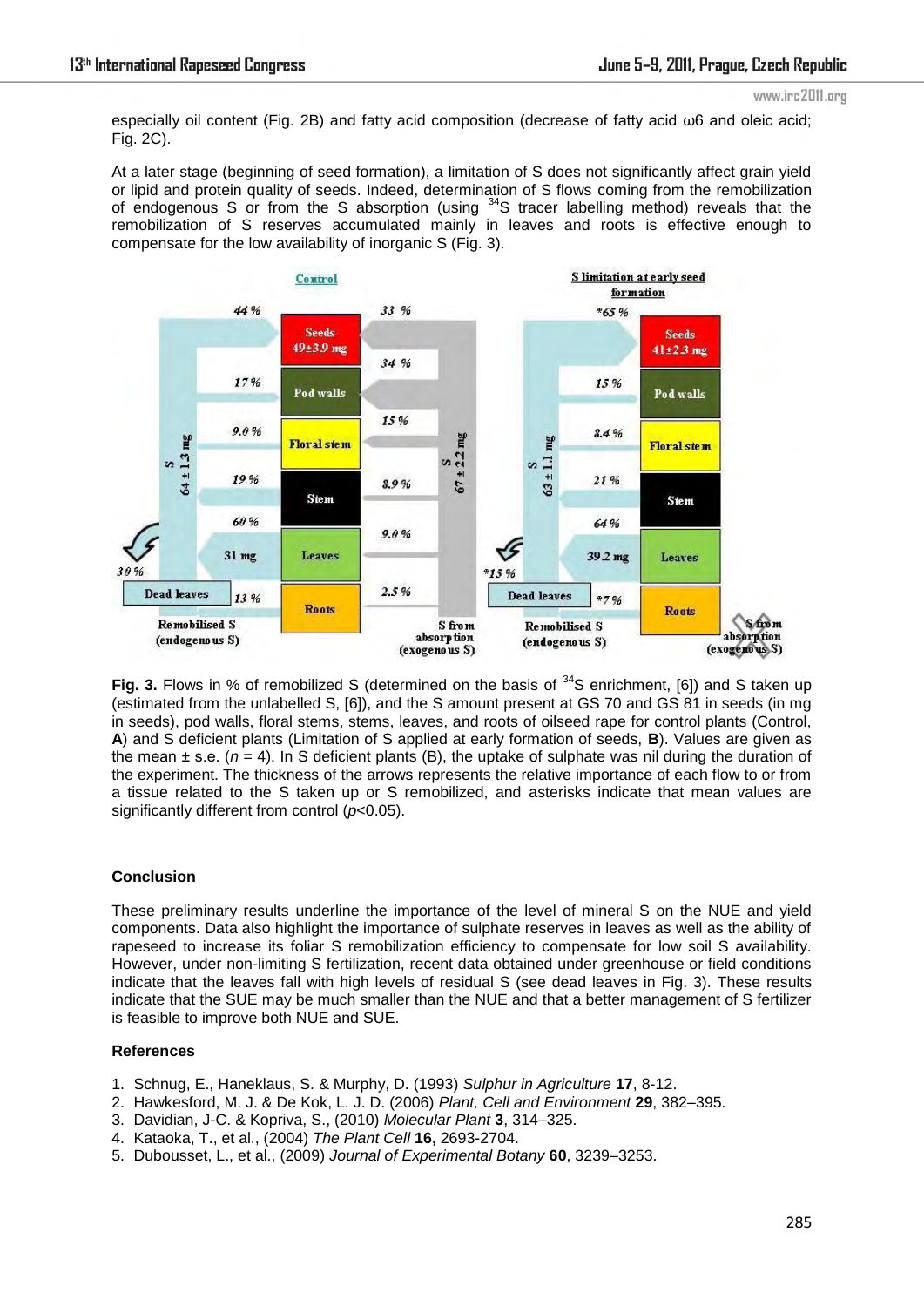especially oil content (Fig. 2B) and fatty acid composition (decrease of fatty acid ω6 and oleic acid; Fig. 2C).

At a later stage (beginning of seed formation), a limitation of S does not significantly affect grain yield or lipid and protein quality of seeds. Indeed, determination of S flows coming from the remobilization of endogenous S or from the S absorption (using $^{34}S$ tracer labelling method) reveals that the remobilization of S reserves accumulated mainly in leaves and roots is effective enough to compensate for the low availability of inorganic S (Fig. 3).

**Fig. 3.** Flows in % of remobilized S (determined on the basis of $^{34}S$ enrichment, [6]) and S taken up (estimated from the unlabelled S, [6]), and the S amount present at GS 70 and GS 81 in seeds (in mg in seeds), pod walls, floral stems, stems, leaves, and roots of oilseed rape for control plants (Control, **A**) and S deficient plants (Limitation of S applied at early formation of seeds, **B**). Values are given as the mean ± s.e. ($n$ = 4). In S deficient plants (B), the uptake of sulphate was nil during the duration of the experiment. The thickness of the arrows represents the relative importance of each flow to or from a tissue related to the S taken up or S remobilized, and asterisks indicate that mean values are significantly different from control ($p$<0.05).

## Conclusion

These preliminary results underline the importance of the level of mineral S on the NUE and yield components. Data also highlight the importance of sulphate reserves in leaves as well as the ability of rapeseed to increase its foliar S remobilization efficiency to compensate for low soil S availability. However, under non-limiting S fertilization, recent data obtained under greenhouse or field conditions indicate that the leaves fall with high levels of residual S (see dead leaves in Fig. 3). These results indicate that the SUE may be much smaller than the NUE and that a better management of S fertilizer is feasible to improve both NUE and SUE.

## References

1. Schnug, E., Haneklaus, S. & Murphy, D. (1993) *Sulphur in Agriculture* **17**, 8-12.
2. Hawkesford, M. J. & De Kok, L. J. D. (2006) *Plant, Cell and Environment* **29**, 382–395.
3. Davidian, J-C. & Kopriva, S., (2010) *Molecular Plant* **3**, 314–325.
4. Kataoka, T., et al., (2004) *The Plant Cell* **16,** 2693-2704.
5. Dubousset, L., et al., (2009) *Journal of Experimental Botany* **60**, 3239–3253.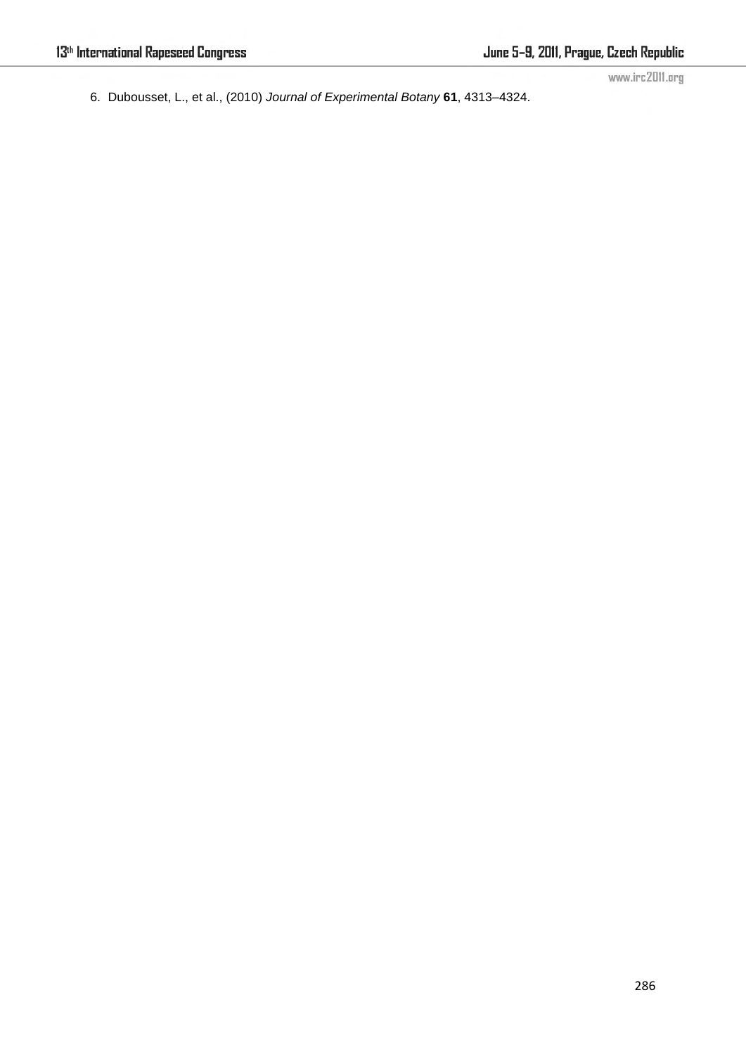6. Dubousset, L., et al., (2010) *Journal of Experimental Botany* **61**, 4313–4324.